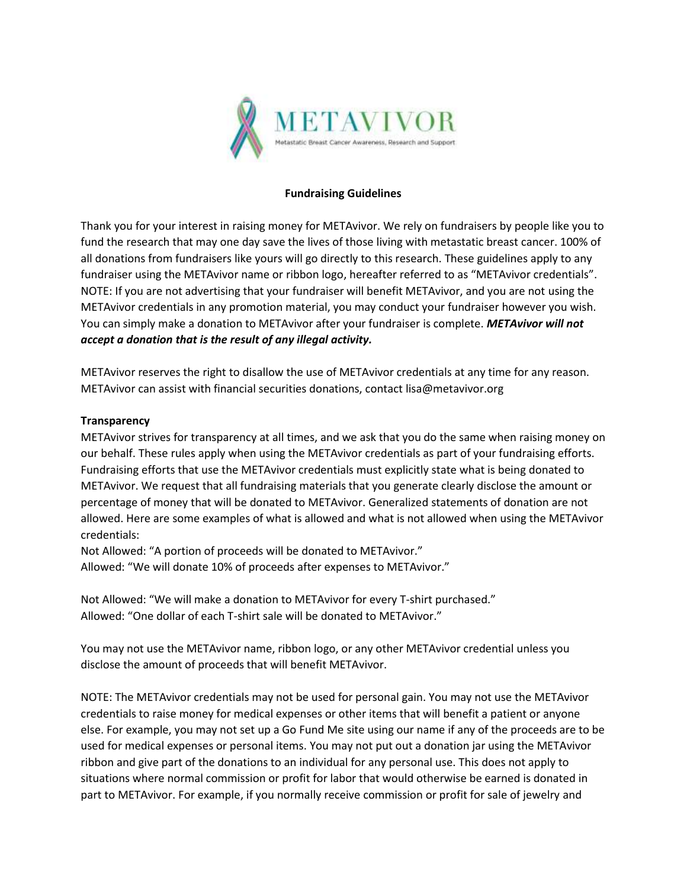METAVIVOR

Metastatic Breast Cancer Awareness, Research and Support

## Fundraising Guidelines

Thank you for your interest in raising money for METAvivor. We rely on fundraisers by people like you to fund the research that may one day save the lives of those living with metastatic breast cancer. 100% of all donations from fundraisers like yours will go directly to this research. These guidelines apply to any fundraiser using the METAvivor name or ribbon logo, hereafter referred to as "METAvivor credentials". NOTE: If you are not advertising that your fundraiser will benefit METAvivor, and you are not using the METAvivor credentials in any promotion material, you may conduct your fundraiser however you wish. You can simply make a donation to METAvivor after your fundraiser is complete. ***METAvivor will not accept a donation that is the result of any illegal activity.***

METAvivor reserves the right to disallow the use of METAvivor credentials at any time for any reason. METAvivor can assist with financial securities donations, contact lisa@metavivor.org

### Transparency

METAvivor strives for transparency at all times, and we ask that you do the same when raising money on our behalf. These rules apply when using the METAvivor credentials as part of your fundraising efforts. Fundraising efforts that use the METAvivor credentials must explicitly state what is being donated to METAvivor. We request that all fundraising materials that you generate clearly disclose the amount or percentage of money that will be donated to METAvivor. Generalized statements of donation are not allowed. Here are some examples of what is allowed and what is not allowed when using the METAvivor credentials:

Not Allowed: "A portion of proceeds will be donated to METAvivor."
Allowed: "We will donate 10% of proceeds after expenses to METAvivor."

Not Allowed: "We will make a donation to METAvivor for every T-shirt purchased."
Allowed: "One dollar of each T-shirt sale will be donated to METAvivor."

You may not use the METAvivor name, ribbon logo, or any other METAvivor credential unless you disclose the amount of proceeds that will benefit METAvivor.

NOTE: The METAvivor credentials may not be used for personal gain. You may not use the METAvivor credentials to raise money for medical expenses or other items that will benefit a patient or anyone else. For example, you may not set up a Go Fund Me site using our name if any of the proceeds are to be used for medical expenses or personal items. You may not put out a donation jar using the METAvivor ribbon and give part of the donations to an individual for any personal use. This does not apply to situations where normal commission or profit for labor that would otherwise be earned is donated in part to METAvivor. For example, if you normally receive commission or profit for sale of jewelry and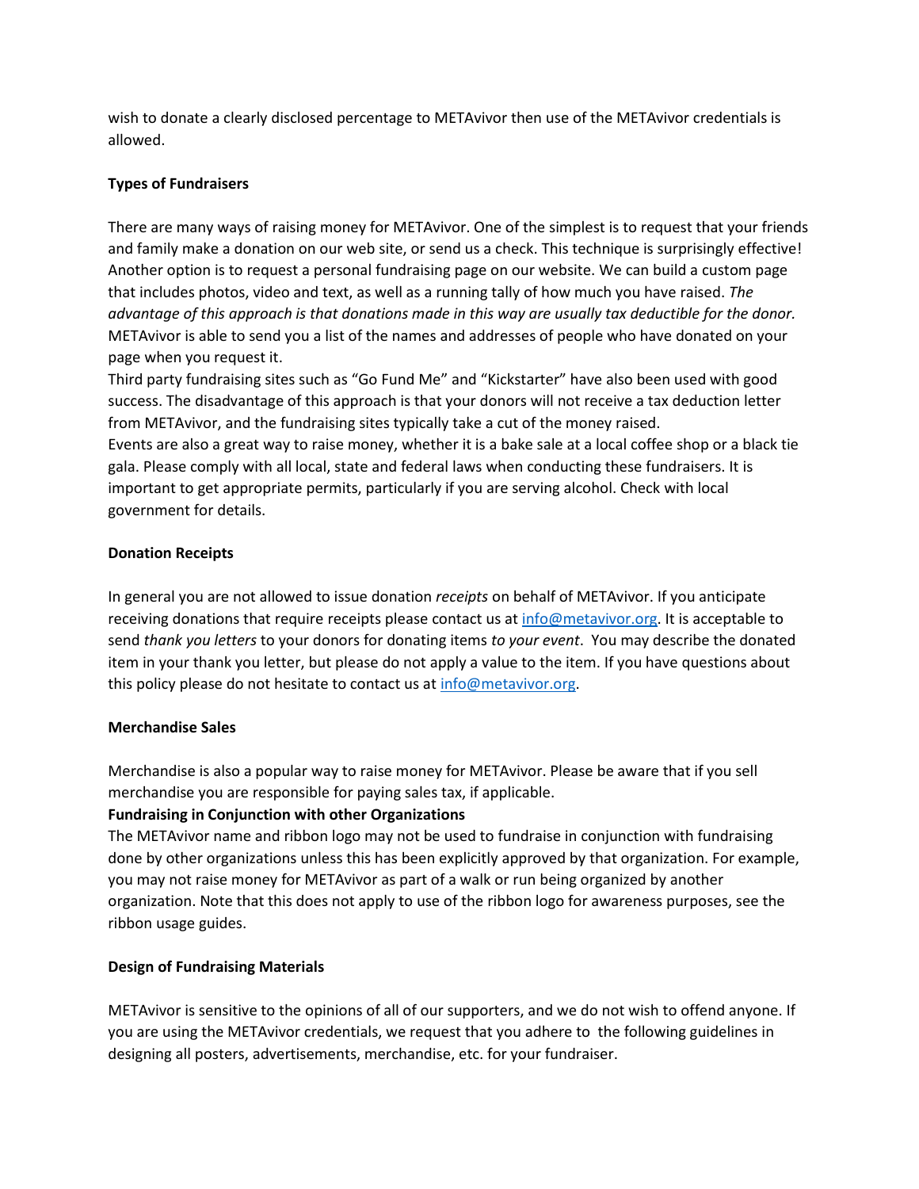wish to donate a clearly disclosed percentage to METAvivor then use of the METAvivor credentials is allowed.

**Types of Fundraisers**

There are many ways of raising money for METAvivor. One of the simplest is to request that your friends and family make a donation on our web site, or send us a check. This technique is surprisingly effective! Another option is to request a personal fundraising page on our website. We can build a custom page that includes photos, video and text, as well as a running tally of how much you have raised. *The advantage of this approach is that donations made in this way are usually tax deductible for the donor.* METAvivor is able to send you a list of the names and addresses of people who have donated on your page when you request it.

Third party fundraising sites such as "Go Fund Me" and "Kickstarter" have also been used with good success. The disadvantage of this approach is that your donors will not receive a tax deduction letter from METAvivor, and the fundraising sites typically take a cut of the money raised.

Events are also a great way to raise money, whether it is a bake sale at a local coffee shop or a black tie gala. Please comply with all local, state and federal laws when conducting these fundraisers. It is important to get appropriate permits, particularly if you are serving alcohol. Check with local government for details.

**Donation Receipts**

In general you are not allowed to issue donation *receipts* on behalf of METAvivor. If you anticipate receiving donations that require receipts please contact us at info@metavivor.org. It is acceptable to send *thank you letters* to your donors for donating items *to your event*. You may describe the donated item in your thank you letter, but please do not apply a value to the item. If you have questions about this policy please do not hesitate to contact us at info@metavivor.org.

**Merchandise Sales**

Merchandise is also a popular way to raise money for METAvivor. Please be aware that if you sell merchandise you are responsible for paying sales tax, if applicable.

**Fundraising in Conjunction with other Organizations**

The METAvivor name and ribbon logo may not be used to fundraise in conjunction with fundraising done by other organizations unless this has been explicitly approved by that organization. For example, you may not raise money for METAvivor as part of a walk or run being organized by another organization. Note that this does not apply to use of the ribbon logo for awareness purposes, see the ribbon usage guides.

**Design of Fundraising Materials**

METAvivor is sensitive to the opinions of all of our supporters, and we do not wish to offend anyone. If you are using the METAvivor credentials, we request that you adhere to the following guidelines in designing all posters, advertisements, merchandise, etc. for your fundraiser.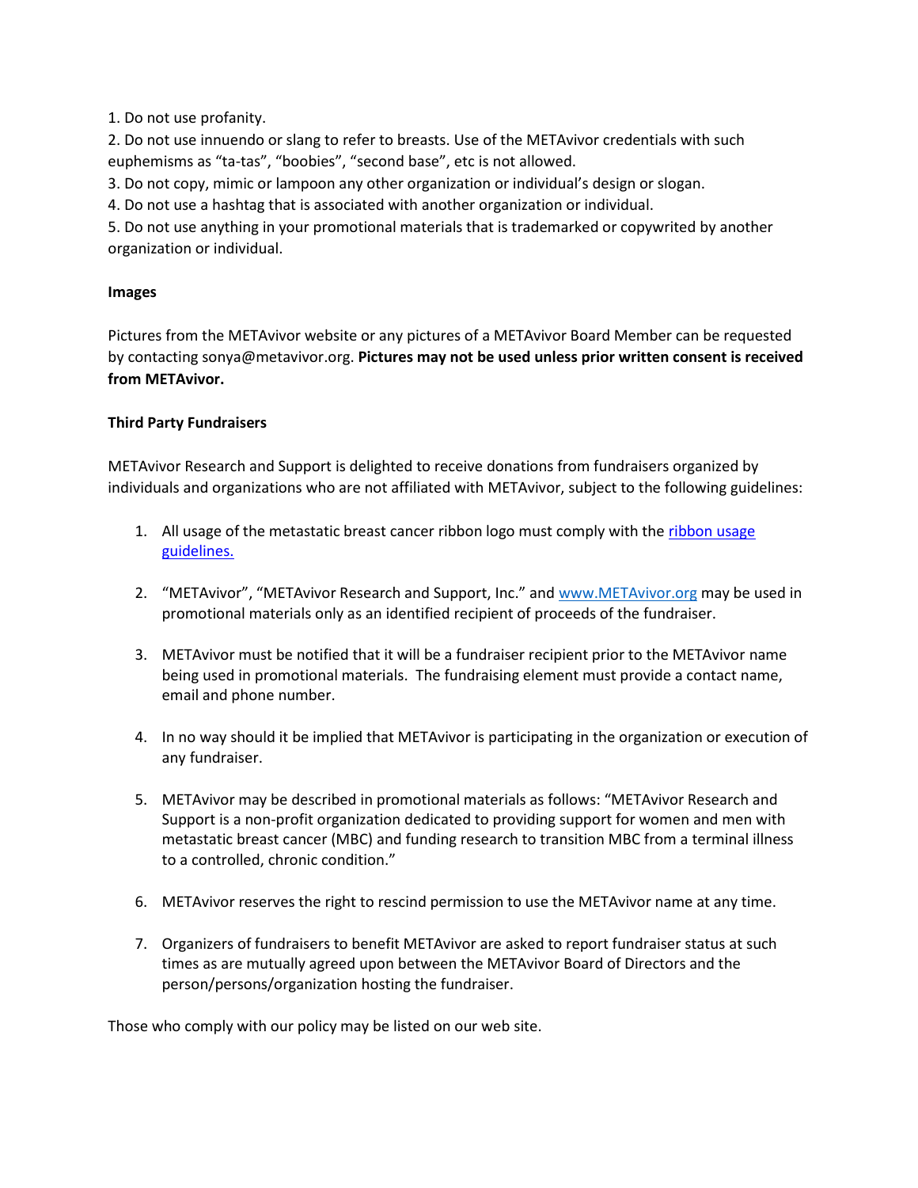1. Do not use profanity.
2. Do not use innuendo or slang to refer to breasts. Use of the METAvivor credentials with such euphemisms as “ta-tas”, “boobies”, “second base”, etc is not allowed.
3. Do not copy, mimic or lampoon any other organization or individual’s design or slogan.
4. Do not use a hashtag that is associated with another organization or individual.
5. Do not use anything in your promotional materials that is trademarked or copywrited by another organization or individual.

**Images**

Pictures from the METAvivor website or any pictures of a METAvivor Board Member can be requested by contacting sonya@metavivor.org. **Pictures may not be used unless prior written consent is received from METAvivor.**

**Third Party Fundraisers**

METAvivor Research and Support is delighted to receive donations from fundraisers organized by individuals and organizations who are not affiliated with METAvivor, subject to the following guidelines:

1. All usage of the metastatic breast cancer ribbon logo must comply with the [ribbon usage guidelines.]()

2. “METAvivor”, “METAvivor Research and Support, Inc.” and [www.METAvivor.org]() may be used in promotional materials only as an identified recipient of proceeds of the fundraiser.

3. METAvivor must be notified that it will be a fundraiser recipient prior to the METAvivor name being used in promotional materials. The fundraising element must provide a contact name, email and phone number.

4. In no way should it be implied that METAvivor is participating in the organization or execution of any fundraiser.

5. METAvivor may be described in promotional materials as follows: “METAvivor Research and Support is a non-profit organization dedicated to providing support for women and men with metastatic breast cancer (MBC) and funding research to transition MBC from a terminal illness to a controlled, chronic condition.”

6. METAvivor reserves the right to rescind permission to use the METAvivor name at any time.

7. Organizers of fundraisers to benefit METAvivor are asked to report fundraiser status at such times as are mutually agreed upon between the METAvivor Board of Directors and the person/persons/organization hosting the fundraiser.

Those who comply with our policy may be listed on our web site.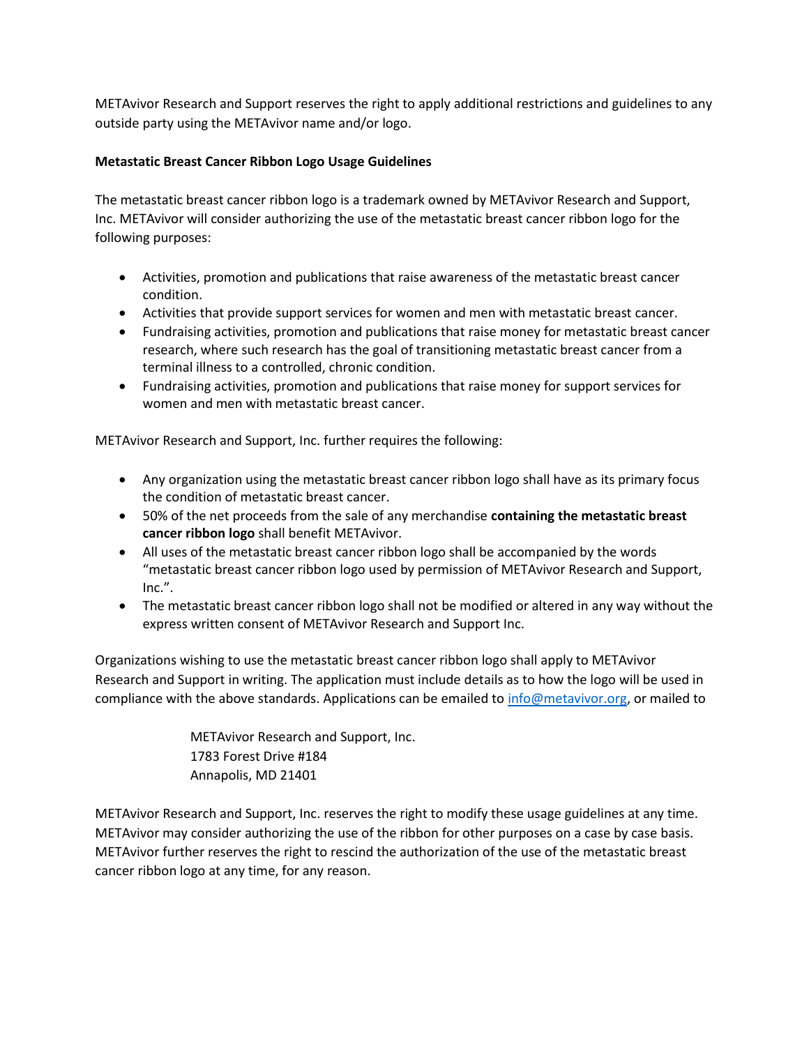METAvivor Research and Support reserves the right to apply additional restrictions and guidelines to any outside party using the METAvivor name and/or logo.

**Metastatic Breast Cancer Ribbon Logo Usage Guidelines**

The metastatic breast cancer ribbon logo is a trademark owned by METAvivor Research and Support, Inc. METAvivor will consider authorizing the use of the metastatic breast cancer ribbon logo for the following purposes:

- Activities, promotion and publications that raise awareness of the metastatic breast cancer condition.
- Activities that provide support services for women and men with metastatic breast cancer.
- Fundraising activities, promotion and publications that raise money for metastatic breast cancer research, where such research has the goal of transitioning metastatic breast cancer from a terminal illness to a controlled, chronic condition.
- Fundraising activities, promotion and publications that raise money for support services for women and men with metastatic breast cancer.

METAvivor Research and Support, Inc. further requires the following:

- Any organization using the metastatic breast cancer ribbon logo shall have as its primary focus the condition of metastatic breast cancer.
- 50% of the net proceeds from the sale of any merchandise **containing the metastatic breast cancer ribbon logo** shall benefit METAvivor.
- All uses of the metastatic breast cancer ribbon logo shall be accompanied by the words "metastatic breast cancer ribbon logo used by permission of METAvivor Research and Support, Inc.".
- The metastatic breast cancer ribbon logo shall not be modified or altered in any way without the express written consent of METAvivor Research and Support Inc.

Organizations wishing to use the metastatic breast cancer ribbon logo shall apply to METAvivor Research and Support in writing. The application must include details as to how the logo will be used in compliance with the above standards. Applications can be emailed to [info@metavivor.org](mailto:info@metavivor.org), or mailed to

> METAvivor Research and Support, Inc.
> 1783 Forest Drive #184
> Annapolis, MD 21401

METAvivor Research and Support, Inc. reserves the right to modify these usage guidelines at any time. METAvivor may consider authorizing the use of the ribbon for other purposes on a case by case basis. METAvivor further reserves the right to rescind the authorization of the use of the metastatic breast cancer ribbon logo at any time, for any reason.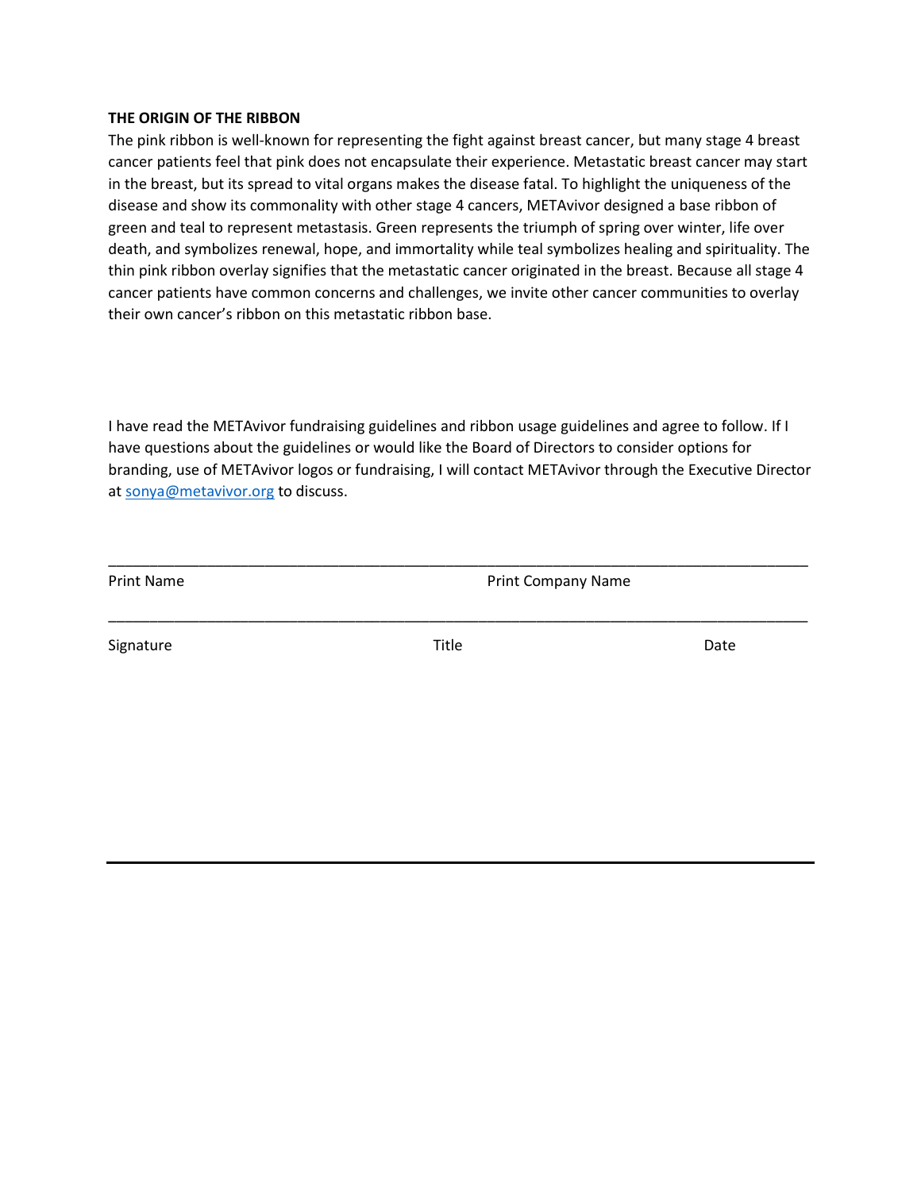**THE ORIGIN OF THE RIBBON**

The pink ribbon is well-known for representing the fight against breast cancer, but many stage 4 breast cancer patients feel that pink does not encapsulate their experience. Metastatic breast cancer may start in the breast, but its spread to vital organs makes the disease fatal. To highlight the uniqueness of the disease and show its commonality with other stage 4 cancers, METAvivor designed a base ribbon of green and teal to represent metastasis. Green represents the triumph of spring over winter, life over death, and symbolizes renewal, hope, and immortality while teal symbolizes healing and spirituality. The thin pink ribbon overlay signifies that the metastatic cancer originated in the breast. Because all stage 4 cancer patients have common concerns and challenges, we invite other cancer communities to overlay their own cancer's ribbon on this metastatic ribbon base.

I have read the METAvivor fundraising guidelines and ribbon usage guidelines and agree to follow. If I have questions about the guidelines or would like the Board of Directors to consider options for branding, use of METAvivor logos or fundraising, I will contact METAvivor through the Executive Director at sonya@metavivor.org to discuss.

\_\_\_\_\_\_\_\_\_\_\_\_\_\_\_\_\_\_\_\_\_\_\_\_\_\_\_\_\_\_\_\_\_\_\_\_\_\_\_\_\_\_\_\_\_\_\_\_\_\_\_\_\_\_\_\_\_\_\_\_\_\_\_\_\_\_\_\_\_\_\_\_\_\_\_\_\_\_\_\_\_\_\_\_\_

Print Name                                                                  Print Company Name

\_\_\_\_\_\_\_\_\_\_\_\_\_\_\_\_\_\_\_\_\_\_\_\_\_\_\_\_\_\_\_\_\_\_\_\_\_\_\_\_\_\_\_\_\_\_\_\_\_\_\_\_\_\_\_\_\_\_\_\_\_\_\_\_\_\_\_\_\_\_\_\_\_\_\_\_\_\_\_\_\_\_\_\_\_

Signature                                                      Title                                                      Date